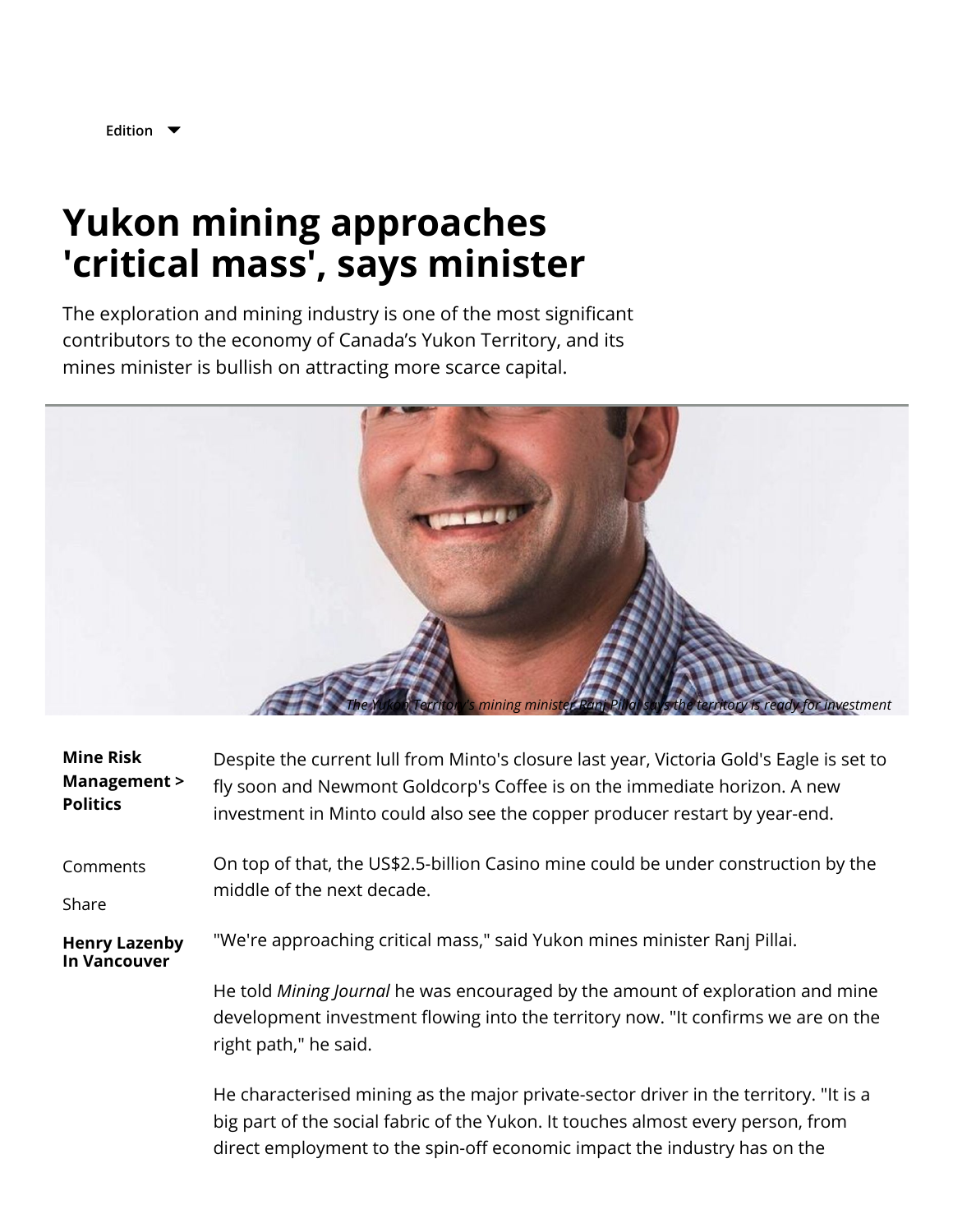# Yukon mining approaches 'critical mass', says minister

The exploration and mining industry is one of the most significant contributors to the economy of Canada's Yukon Territory, and its mines minister is bullish on attracting more scarce capital.

*The Yukon Territory's mining minister Ranj Pillai says the territory is ready for investment*

**Mine Risk Management > Politics**

**Henry Lazenby**
**In Vancouver**

Despite the current lull from Minto's closure last year, Victoria Gold's Eagle is set to fly soon and Newmont Goldcorp's Coffee is on the immediate horizon. A new investment in Minto could also see the copper producer restart by year-end.

On top of that, the US$2.5-billion Casino mine could be under construction by the middle of the next decade.

"We're approaching critical mass," said Yukon mines minister Ranj Pillai.

He told *Mining Journal* he was encouraged by the amount of exploration and mine development investment flowing into the territory now. "It confirms we are on the right path," he said.

He characterised mining as the major private-sector driver in the territory. "It is a big part of the social fabric of the Yukon. It touches almost every person, from direct employment to the spin-off economic impact the industry has on the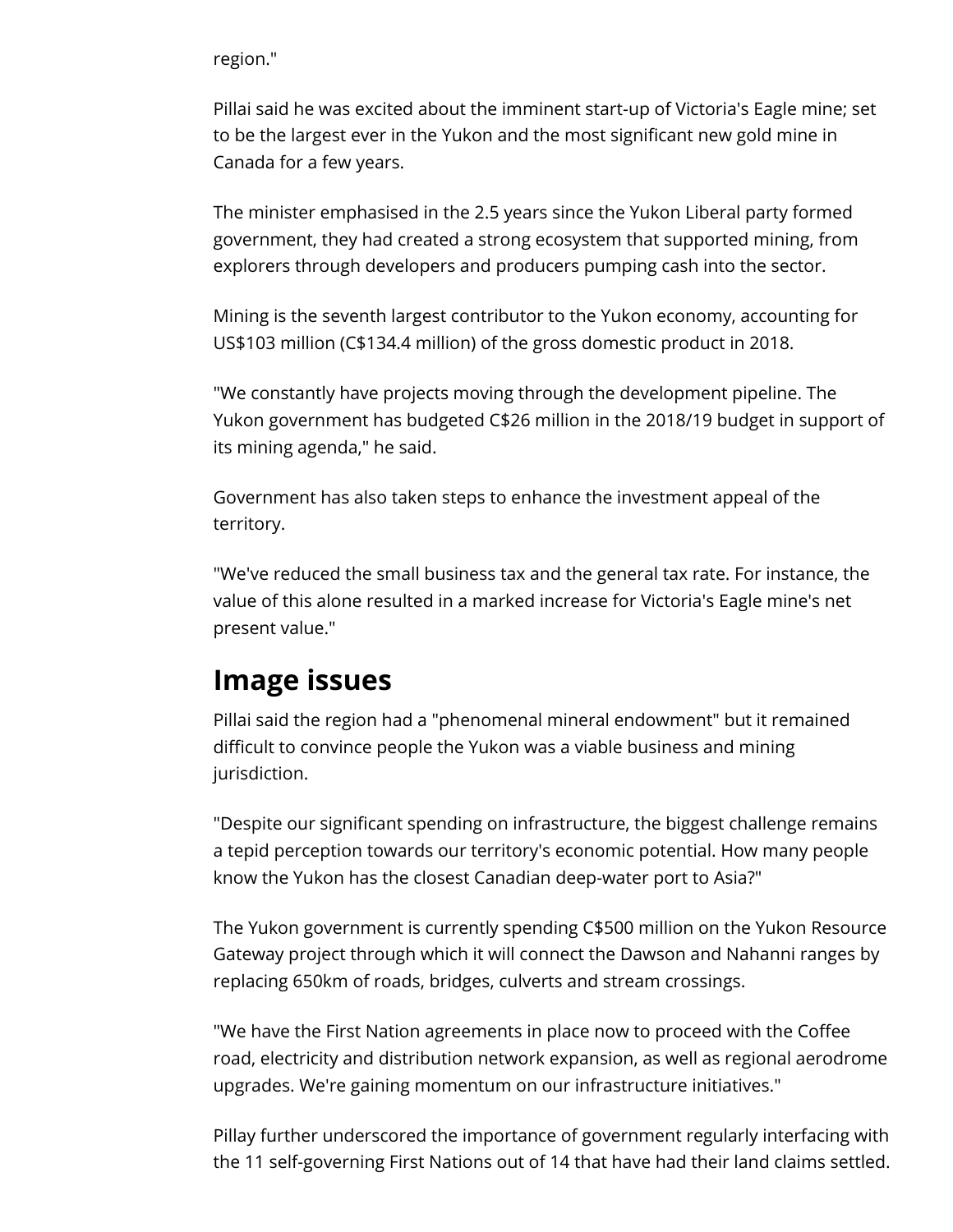region."

Pillai said he was excited about the imminent start-up of Victoria's Eagle mine; set to be the largest ever in the Yukon and the most significant new gold mine in Canada for a few years.

The minister emphasised in the 2.5 years since the Yukon Liberal party formed government, they had created a strong ecosystem that supported mining, from explorers through developers and producers pumping cash into the sector.

Mining is the seventh largest contributor to the Yukon economy, accounting for US$103 million (C$134.4 million) of the gross domestic product in 2018.

"We constantly have projects moving through the development pipeline. The Yukon government has budgeted C$26 million in the 2018/19 budget in support of its mining agenda," he said.

Government has also taken steps to enhance the investment appeal of the territory.

"We've reduced the small business tax and the general tax rate. For instance, the value of this alone resulted in a marked increase for Victoria's Eagle mine's net present value."

## Image issues

Pillai said the region had a "phenomenal mineral endowment" but it remained difficult to convince people the Yukon was a viable business and mining jurisdiction.

"Despite our significant spending on infrastructure, the biggest challenge remains a tepid perception towards our territory's economic potential. How many people know the Yukon has the closest Canadian deep-water port to Asia?"

The Yukon government is currently spending C$500 million on the Yukon Resource Gateway project through which it will connect the Dawson and Nahanni ranges by replacing 650km of roads, bridges, culverts and stream crossings.

"We have the First Nation agreements in place now to proceed with the Coffee road, electricity and distribution network expansion, as well as regional aerodrome upgrades. We're gaining momentum on our infrastructure initiatives."

Pillay further underscored the importance of government regularly interfacing with the 11 self-governing First Nations out of 14 that have had their land claims settled.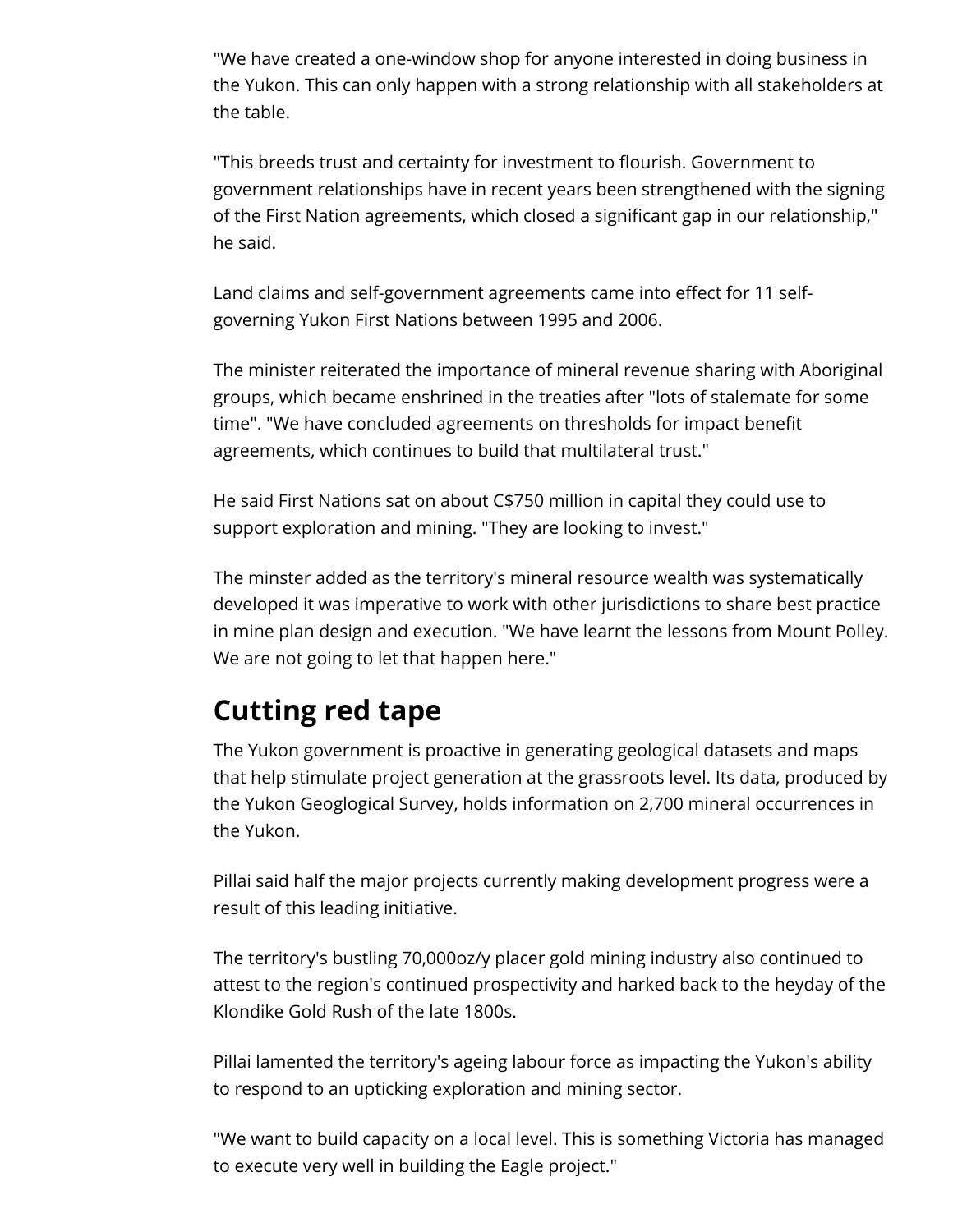"We have created a one-window shop for anyone interested in doing business in the Yukon. This can only happen with a strong relationship with all stakeholders at the table.

"This breeds trust and certainty for investment to flourish. Government to government relationships have in recent years been strengthened with the signing of the First Nation agreements, which closed a significant gap in our relationship," he said.

Land claims and self-government agreements came into effect for 11 self-governing Yukon First Nations between 1995 and 2006.

The minister reiterated the importance of mineral revenue sharing with Aboriginal groups, which became enshrined in the treaties after "lots of stalemate for some time". "We have concluded agreements on thresholds for impact benefit agreements, which continues to build that multilateral trust."

He said First Nations sat on about C$750 million in capital they could use to support exploration and mining. "They are looking to invest."

The minster added as the territory's mineral resource wealth was systematically developed it was imperative to work with other jurisdictions to share best practice in mine plan design and execution. "We have learnt the lessons from Mount Polley. We are not going to let that happen here."

## Cutting red tape

The Yukon government is proactive in generating geological datasets and maps that help stimulate project generation at the grassroots level. Its data, produced by the Yukon Geoglogical Survey, holds information on 2,700 mineral occurrences in the Yukon.

Pillai said half the major projects currently making development progress were a result of this leading initiative.

The territory's bustling 70,000oz/y placer gold mining industry also continued to attest to the region's continued prospectivity and harked back to the heyday of the Klondike Gold Rush of the late 1800s.

Pillai lamented the territory's ageing labour force as impacting the Yukon's ability to respond to an upticking exploration and mining sector.

"We want to build capacity on a local level. This is something Victoria has managed to execute very well in building the Eagle project."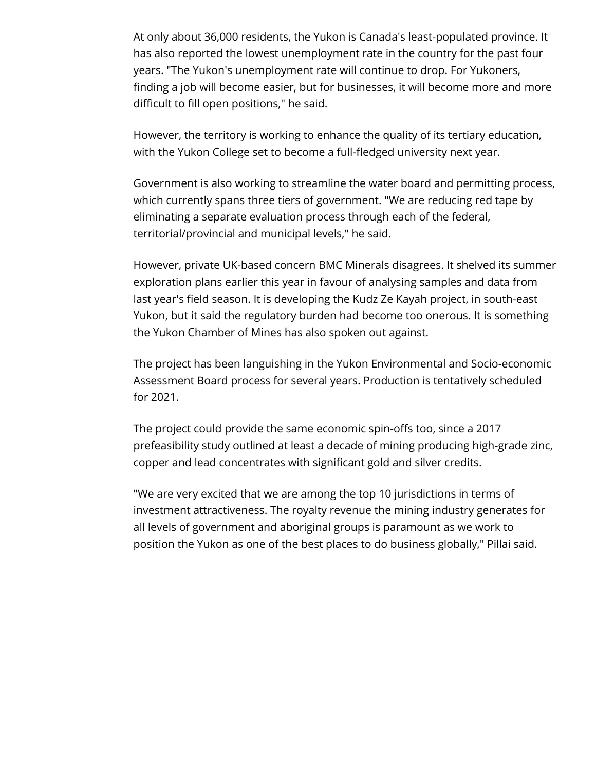At only about 36,000 residents, the Yukon is Canada's least-populated province. It has also reported the lowest unemployment rate in the country for the past four years. "The Yukon's unemployment rate will continue to drop. For Yukoners, finding a job will become easier, but for businesses, it will become more and more difficult to fill open positions," he said.

However, the territory is working to enhance the quality of its tertiary education, with the Yukon College set to become a full-fledged university next year.

Government is also working to streamline the water board and permitting process, which currently spans three tiers of government. "We are reducing red tape by eliminating a separate evaluation process through each of the federal, territorial/provincial and municipal levels," he said.

However, private UK-based concern BMC Minerals disagrees. It shelved its summer exploration plans earlier this year in favour of analysing samples and data from last year's field season. It is developing the Kudz Ze Kayah project, in south-east Yukon, but it said the regulatory burden had become too onerous. It is something the Yukon Chamber of Mines has also spoken out against.

The project has been languishing in the Yukon Environmental and Socio-economic Assessment Board process for several years. Production is tentatively scheduled for 2021.

The project could provide the same economic spin-offs too, since a 2017 prefeasibility study outlined at least a decade of mining producing high-grade zinc, copper and lead concentrates with significant gold and silver credits.

"We are very excited that we are among the top 10 jurisdictions in terms of investment attractiveness. The royalty revenue the mining industry generates for all levels of government and aboriginal groups is paramount as we work to position the Yukon as one of the best places to do business globally," Pillai said.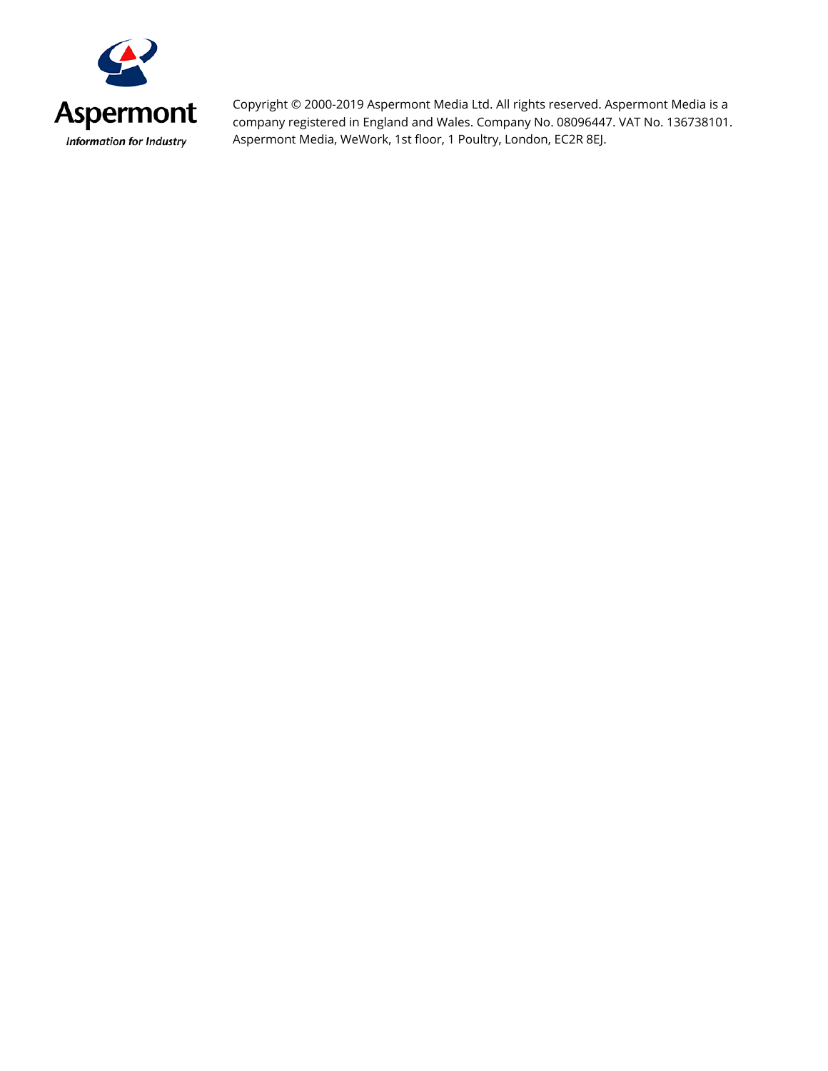Aspermont

*Information for Industry*

Copyright © 2000-2019 Aspermont Media Ltd. All rights reserved. Aspermont Media is a company registered in England and Wales. Company No. 08096447. VAT No. 136738101. Aspermont Media, WeWork, 1st floor, 1 Poultry, London, EC2R 8EJ.